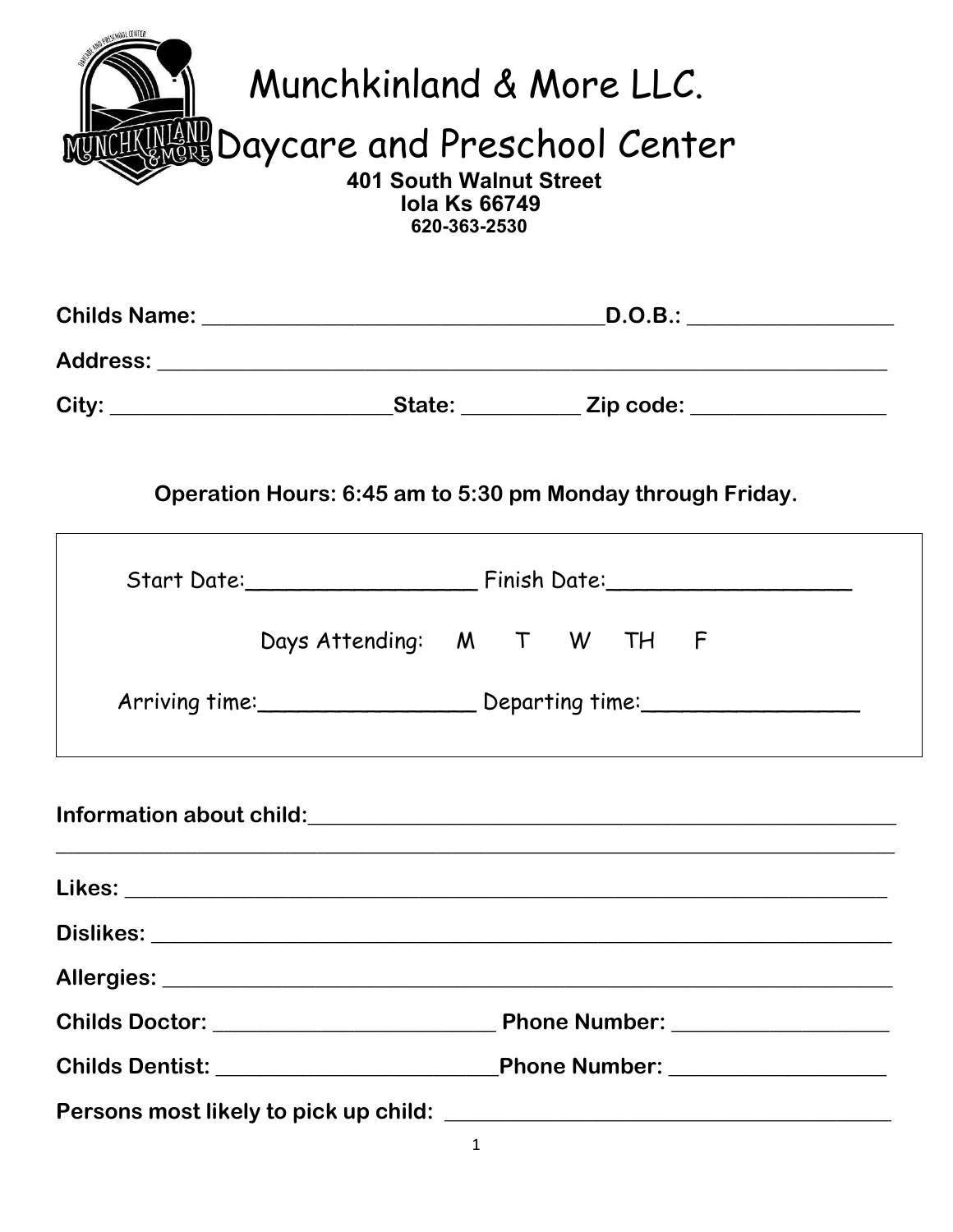# Munchkinland & More LLC.

# Daycare and Preschool Center

**401 South Walnut Street**
**Iola Ks 66749**
**620-363-2530**

**Childs Name:** ___________________________________**D.O.B.:** __________________

**Address:** _________________________________________________________________

**City:** _________________________**State:** __________ **Zip code:** _________________

**Operation Hours: 6:45 am to 5:30 pm Monday through Friday.**

Start Date:__________________ Finish Date:___________________

Days Attending: M T W TH F

Arriving time:_________________ Departing time:_________________

**Information about child:**_____________________________________________________
_________________________________________________________________________

**Likes:** ________________________________________________________________

**Dislikes:** ______________________________________________________________

**Allergies:** _____________________________________________________________

**Childs Doctor:** _________________________ **Phone Number:** ___________________

**Childs Dentist:** _________________________**Phone Number:** ___________________

**Persons most likely to pick up child:** _________________________________________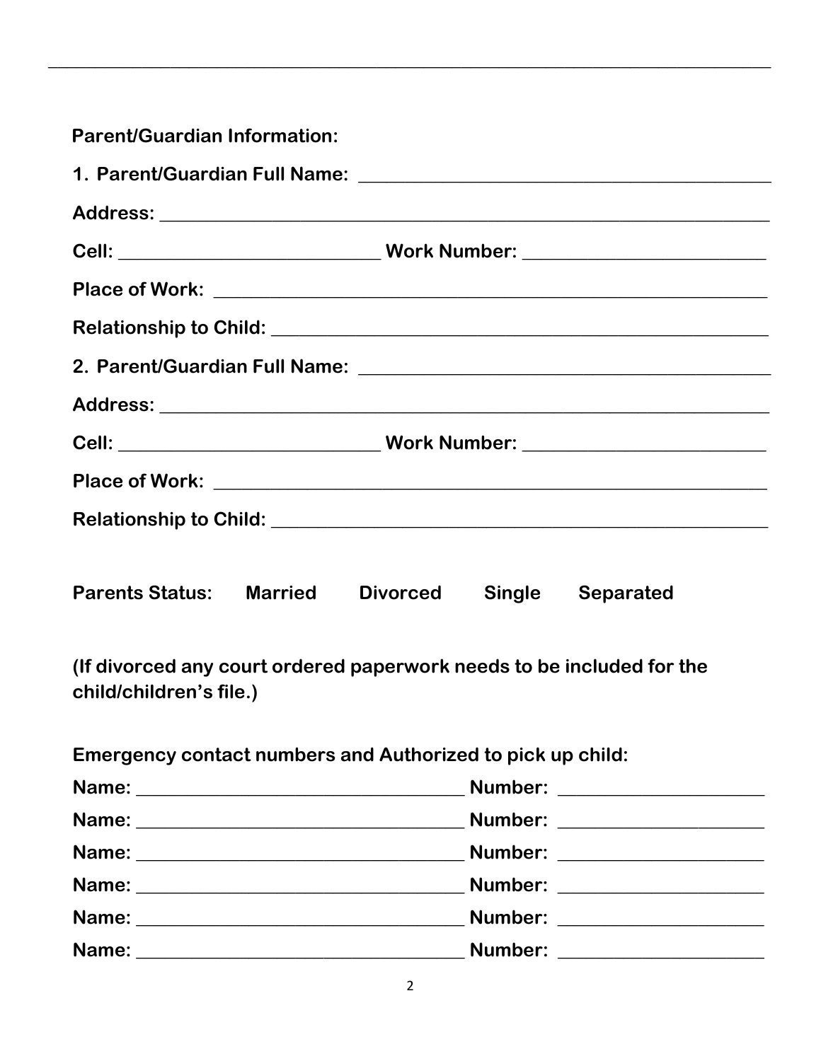**Parent/Guardian Information:**

1. **Parent/Guardian Full Name:** ____________________________________________

**Address:** ____________________________________________________________________

**Cell:** ___________________________ **Work Number:** _________________________

**Place of Work:** ___________________________________________________________

**Relationship to Child:** _____________________________________________________

2. **Parent/Guardian Full Name:** ____________________________________________

**Address:** ____________________________________________________________________

**Cell:** ___________________________ **Work Number:** _________________________

**Place of Work:** ___________________________________________________________

**Relationship to Child:** _____________________________________________________

**Parents Status:** **Married** **Divorced** **Single** **Separated**

**(If divorced any court ordered paperwork needs to be included for the child/children's file.)**

**Emergency contact numbers and Authorized to pick up child:**

**Name:** __________________________________ **Number:** _____________________

**Name:** __________________________________ **Number:** _____________________

**Name:** __________________________________ **Number:** _____________________

**Name:** __________________________________ **Number:** _____________________

**Name:** __________________________________ **Number:** _____________________

**Name:** __________________________________ **Number:** _____________________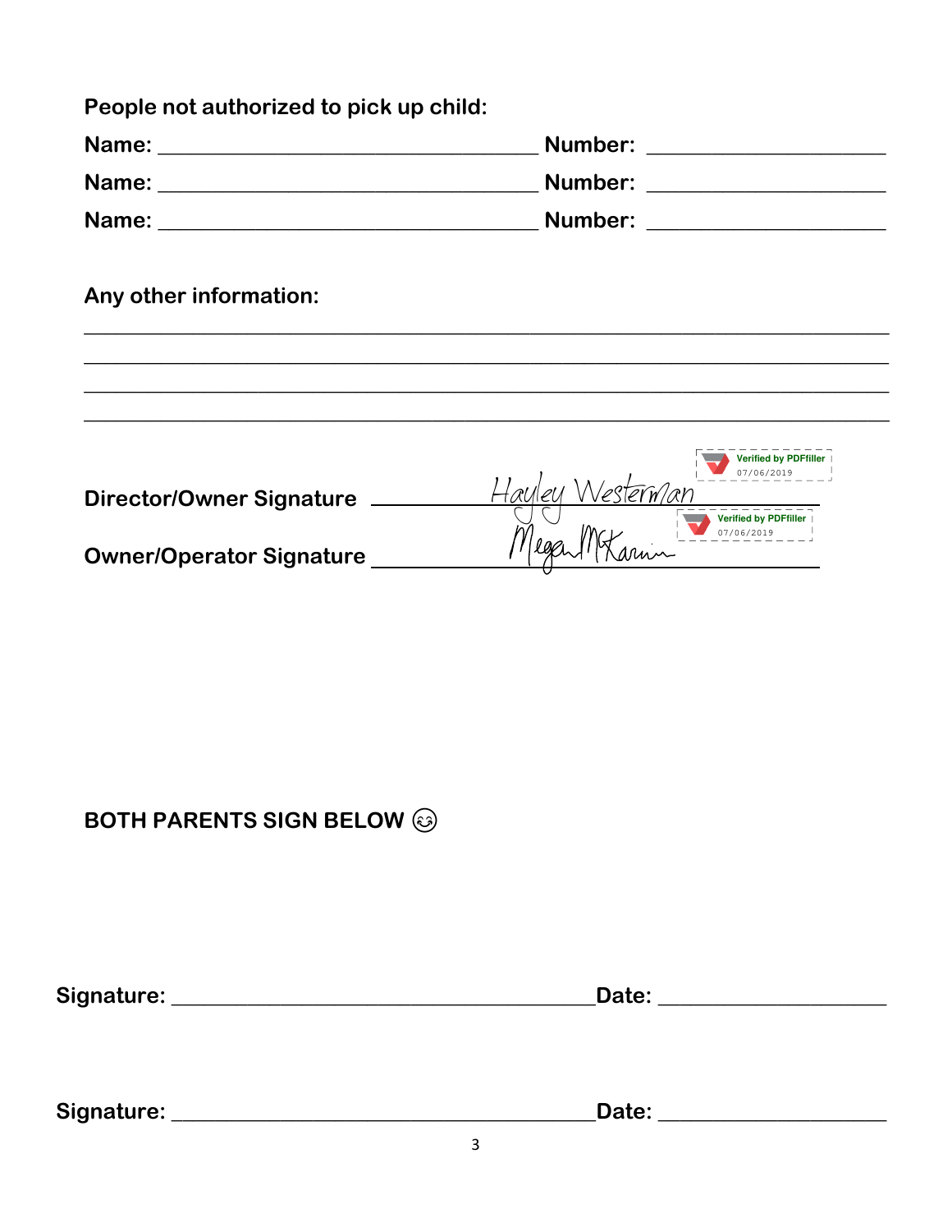**People not authorized to pick up child:**

**Name:** ______________________________ **Number:** ____________________

**Name:** ______________________________ **Number:** ____________________

**Name:** ______________________________ **Number:** ____________________

**Any other information:**

______________________________________________________________________

______________________________________________________________________

______________________________________________________________________

______________________________________________________________________

**Director/Owner Signature** Hayley Westerman (Verified by PDFfiller 07/06/2019)

**Owner/Operator Signature** Megan McKarnin (Verified by PDFfiller 07/06/2019)

**BOTH PARENTS SIGN BELOW** 😊

**Signature:** ______________________________________ **Date:** ____________________

**Signature:** ______________________________________ **Date:** ____________________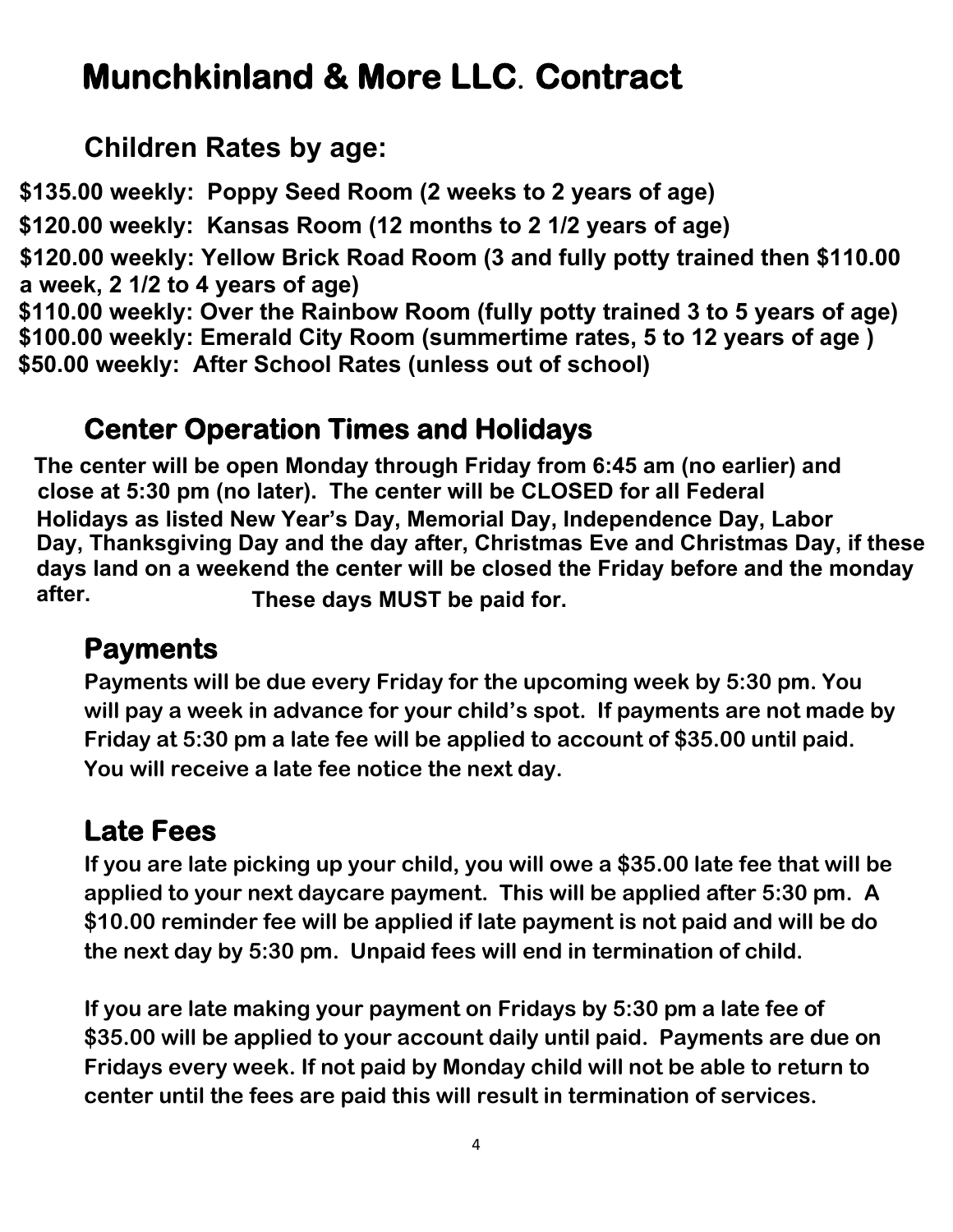# Munchkinland & More LLC. Contract

## Children Rates by age:

**$135.00 weekly: Poppy Seed Room (2 weeks to 2 years of age)**

**$120.00 weekly: Kansas Room (12 months to 2 1/2 years of age)**

**$120.00 weekly: Yellow Brick Road Room (3 and fully potty trained then $110.00 a week, 2 1/2 to 4 years of age)**

**$110.00 weekly: Over the Rainbow Room (fully potty trained 3 to 5 years of age)**

**$100.00 weekly: Emerald City Room (summertime rates, 5 to 12 years of age )**

**$50.00 weekly: After School Rates (unless out of school)**

## Center Operation Times and Holidays

**The center will be open Monday through Friday from 6:45 am (no earlier) and close at 5:30 pm (no later). The center will be CLOSED for all Federal Holidays as listed New Year's Day, Memorial Day, Independence Day, Labor Day, Thanksgiving Day and the day after, Christmas Eve and Christmas Day, if these days land on a weekend the center will be closed the Friday before and the monday after. These days MUST be paid for.**

## Payments

**Payments will be due every Friday for the upcoming week by 5:30 pm. You will pay a week in advance for your child's spot. If payments are not made by Friday at 5:30 pm a late fee will be applied to account of $35.00 until paid. You will receive a late fee notice the next day.**

## Late Fees

**If you are late picking up your child, you will owe a $35.00 late fee that will be applied to your next daycare payment. This will be applied after 5:30 pm. A $10.00 reminder fee will be applied if late payment is not paid and will be do the next day by 5:30 pm. Unpaid fees will end in termination of child.**

**If you are late making your payment on Fridays by 5:30 pm a late fee of $35.00 will be applied to your account daily until paid. Payments are due on Fridays every week. If not paid by Monday child will not be able to return to center until the fees are paid this will result in termination of services.**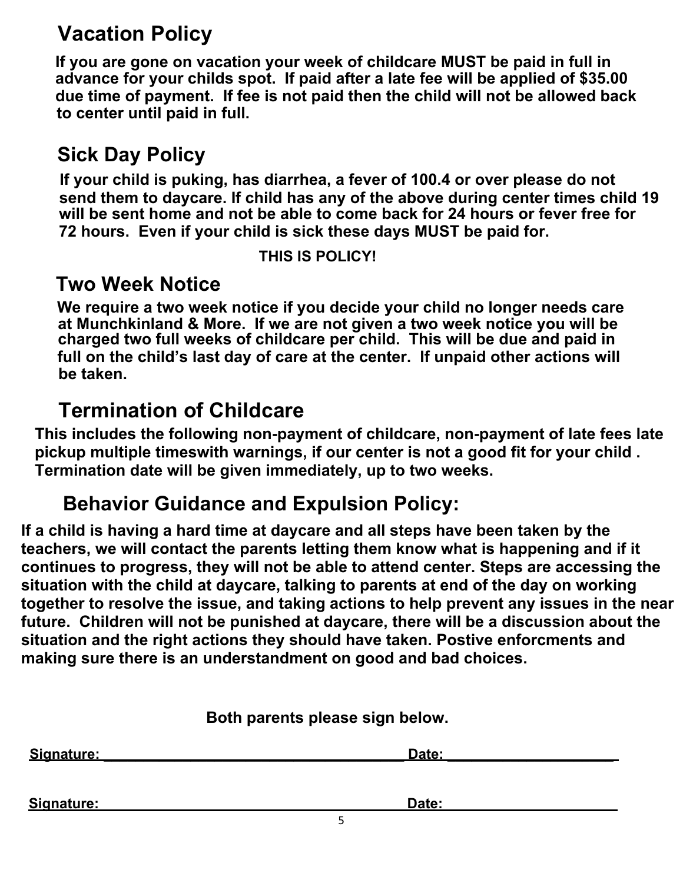## Vacation Policy

**If you are gone on vacation your week of childcare MUST be paid in full in advance for your childs spot. If paid after a late fee will be applied of $35.00 due time of payment. If fee is not paid then the child will not be allowed back to center until paid in full.**

## Sick Day Policy

**If your child is puking, has diarrhea, a fever of 100.4 or over please do not send them to daycare. If child has any of the above during center times child 19 will be sent home and not be able to come back for 24 hours or fever free for 72 hours. Even if your child is sick these days MUST be paid for.**

**THIS IS POLICY!**

## Two Week Notice

**We require a two week notice if you decide your child no longer needs care at Munchkinland & More. If we are not given a two week notice you will be charged two full weeks of childcare per child. This will be due and paid in full on the child's last day of care at the center. If unpaid other actions will be taken.**

## Termination of Childcare

**This includes the following non-payment of childcare, non-payment of late fees late pickup multiple timeswith warnings, if our center is not a good fit for your child . Termination date will be given immediately, up to two weeks.**

## Behavior Guidance and Expulsion Policy:

**If a child is having a hard time at daycare and all steps have been taken by the teachers, we will contact the parents letting them know what is happening and if it continues to progress, they will not be able to attend center. Steps are accessing the situation with the child at daycare, talking to parents at end of the day on working together to resolve the issue, and taking actions to help prevent any issues in the near future. Children will not be punished at daycare, there will be a discussion about the situation and the right actions they should have taken. Postive enforcments and making sure there is an understandment on good and bad choices.**

**Both parents please sign below.**

**Signature:** ______________________________ **Date:** ____________________

**Signature:** ______________________________ **Date:** ____________________